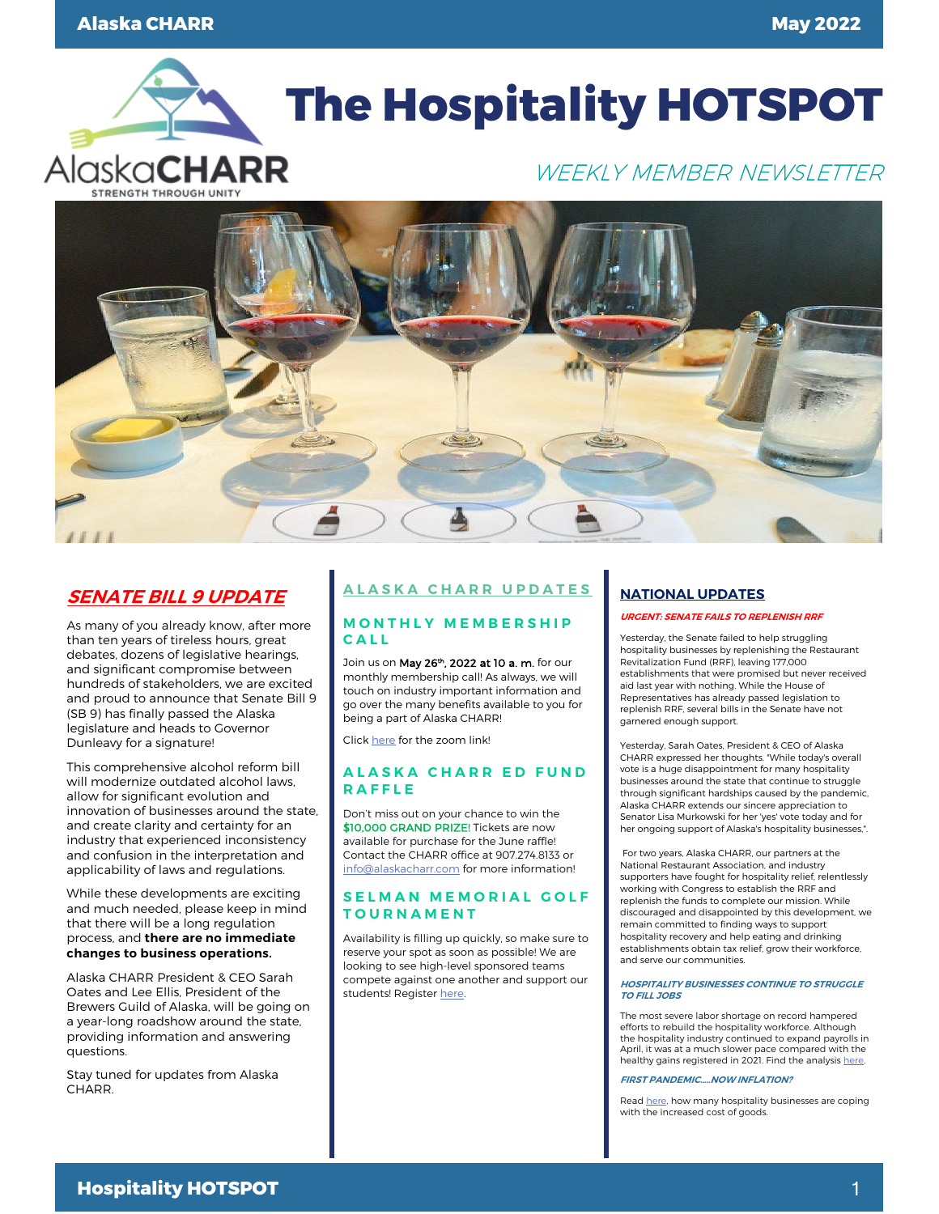# The Hospitality HOTSPOT

*WEEKLY MEMBER NEWSLETTER*

## SENATE BILL 9 UPDATE

As many of you already know, after more than ten years of tireless hours, great debates, dozens of legislative hearings, and significant compromise between hundreds of stakeholders, we are excited and proud to announce that Senate Bill 9 (SB 9) has finally passed the Alaska legislature and heads to Governor Dunleavy for a signature!

This comprehensive alcohol reform bill will modernize outdated alcohol laws, allow for significant evolution and innovation of businesses around the state, and create clarity and certainty for an industry that experienced inconsistency and confusion in the interpretation and applicability of laws and regulations.

While these developments are exciting and much needed, please keep in mind that there will be a long regulation process, and **there are no immediate changes to business operations.**

Alaska CHARR President & CEO Sarah Oates and Lee Ellis, President of the Brewers Guild of Alaska, will be going on a year-long roadshow around the state, providing information and answering questions.

Stay tuned for updates from Alaska CHARR.

## ALASKA CHARR UPDATES

### MONTHLY MEMBERSHIP CALL

Join us on **May 26th, 2022 at 10 a. m.** for our monthly membership call! As always, we will touch on industry important information and go over the many benefits available to you for being a part of Alaska CHARR!

Click here for the zoom link!

### ALASKA CHARR ED FUND RAFFLE

Don't miss out on your chance to win the $10,000 GRAND PRIZE! Tickets are now available for purchase for the June raffle! Contact the CHARR office at 907.274.8133 or info@alaskacharr.com for more information!

### SELMAN MEMORIAL GOLF TOURNAMENT

Availability is filling up quickly, so make sure to reserve your spot as soon as possible! We are looking to see high-level sponsored teams compete against one another and support our students! Register here.

## NATIONAL UPDATES

***URGENT: SENATE FAILS TO REPLENISH RRF***

Yesterday, the Senate failed to help struggling hospitality businesses by replenishing the Restaurant Revitalization Fund (RRF), leaving 177,000 establishments that were promised but never received aid last year with nothing. While the House of Representatives has already passed legislation to replenish RRF, several bills in the Senate have not garnered enough support.

Yesterday, Sarah Oates, President & CEO of Alaska CHARR expressed her thoughts. "While today's overall vote is a huge disappointment for many hospitality businesses around the state that continue to struggle through significant hardships caused by the pandemic, Alaska CHARR extends our sincere appreciation to Senator Lisa Murkowski for her 'yes' vote today and for her ongoing support of Alaska's hospitality businesses,".

For two years, Alaska CHARR, our partners at the National Restaurant Association, and industry supporters have fought for hospitality relief, relentlessly working with Congress to establish the RRF and replenish the funds to complete our mission. While discouraged and disappointed by this development, we remain committed to finding ways to support hospitality recovery and help eating and drinking establishments obtain tax relief, grow their workforce, and serve our communities.

***HOSPITALITY BUSINESSES CONTINUE TO STRUGGLE TO FILL JOBS***

The most severe labor shortage on record hampered efforts to rebuild the hospitality workforce. Although the hospitality industry continued to expand payrolls in April, it was at a much slower pace compared with the healthy gains registered in 2021. Find the analysis here.

***FIRST PANDEMIC.....NOW INFLATION?***

Read here, how many hospitality businesses are coping with the increased cost of goods.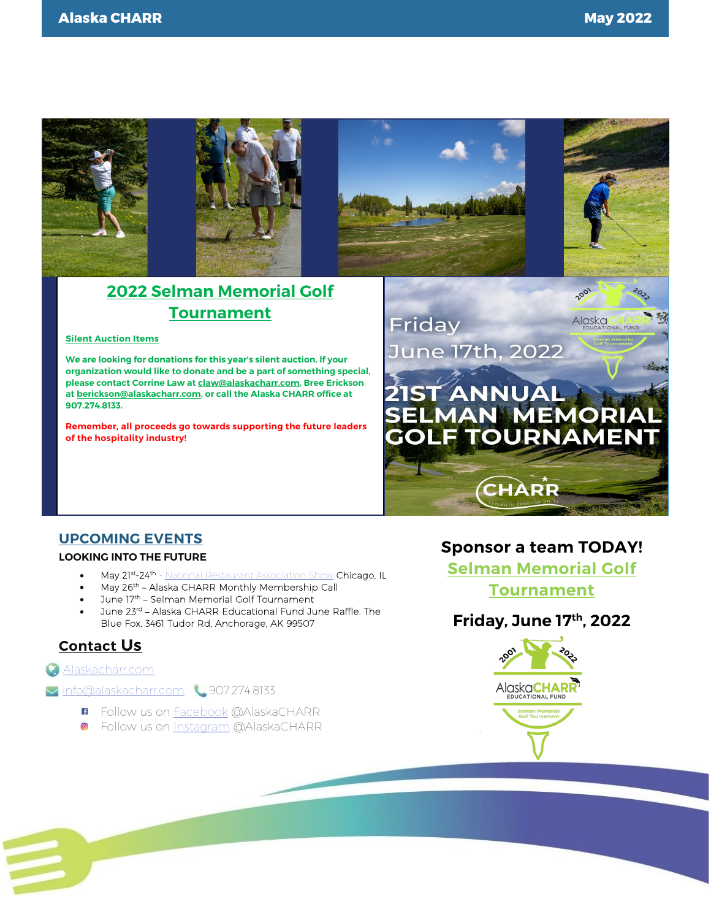## 2022 Selman Memorial Golf Tournament

**Silent Auction Items**

**We are looking for donations for this year's silent auction. If your organization would like to donate and be a part of something special, please contact Corrine Law at claw@alaskacharr.com, Bree Erickson at berickson@alaskacharr.com, or call the Alaska CHARR office at 907.274.8133.**

**Remember, all proceeds go towards supporting the future leaders of the hospitality industry!**

Friday
June 17th, 2022

21ST ANNUAL SELMAN MEMORIAL GOLF TOURNAMENT

## UPCOMING EVENTS

**LOOKING INTO THE FUTURE**

- May 21st-24th - National Restaurant Association Show Chicago, IL
- May 26th – Alaska CHARR Monthly Membership Call
- June 17th – Selman Memorial Golf Tournament
- June 23rd – Alaska CHARR Educational Fund June Raffle. The Blue Fox, 3461 Tudor Rd, Anchorage, AK 99507

## Contact Us

Alaskacharr.com

info@alaskacharr.com 907.274.8133

- Follow us on Facebook @AlaskaCHARR
- Follow us on Instagram @AlaskaCHARR

**Sponsor a team TODAY!**

**Selman Memorial Golf Tournament**

**Friday, June 17th, 2022**